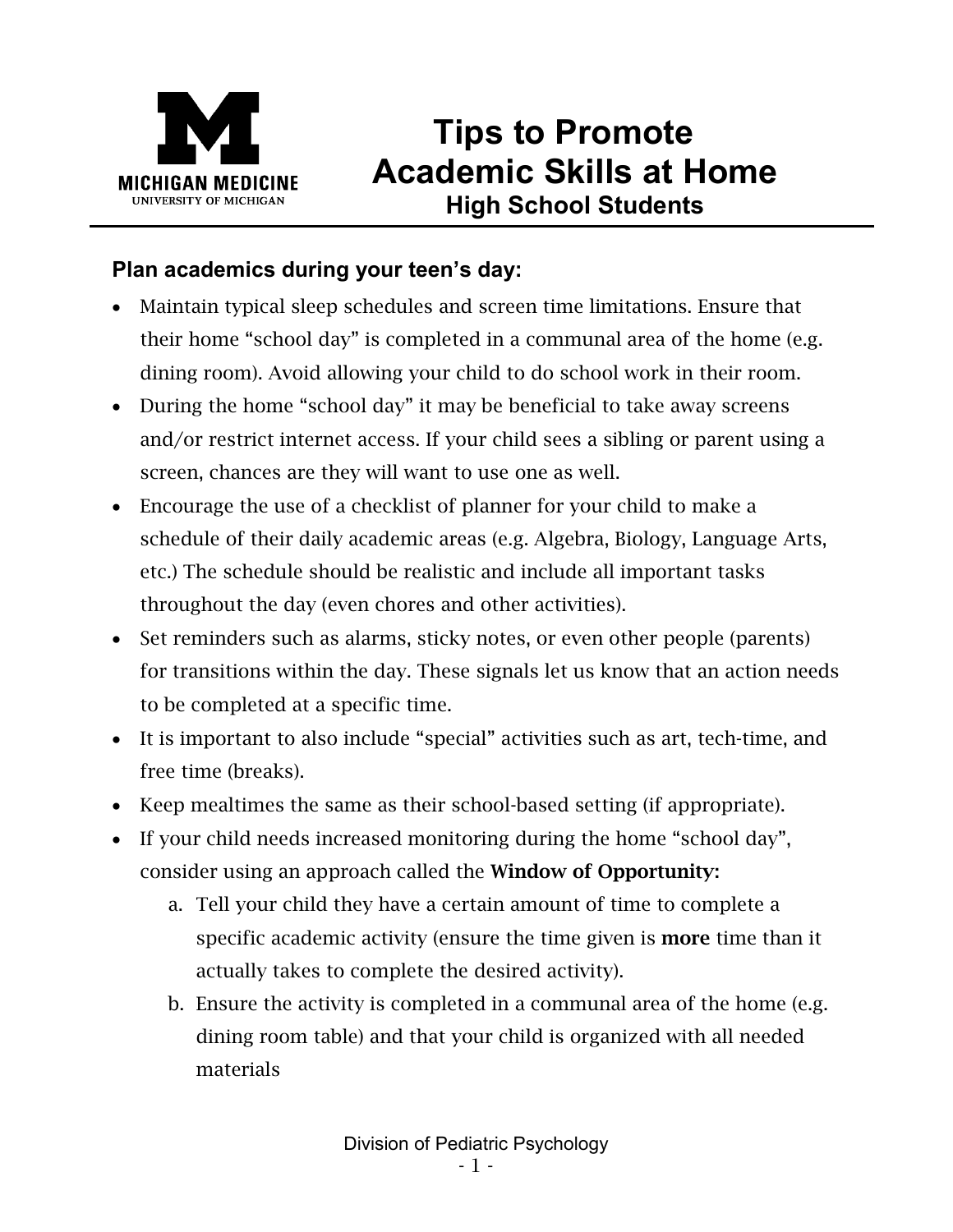**MICHIGAN MEDICINE**
UNIVERSITY OF MICHIGAN

# Tips to Promote Academic Skills at Home

## High School Students

### Plan academics during your teen's day:

- Maintain typical sleep schedules and screen time limitations. Ensure that their home "school day" is completed in a communal area of the home (e.g. dining room). Avoid allowing your child to do school work in their room.
- During the home "school day" it may be beneficial to take away screens and/or restrict internet access. If your child sees a sibling or parent using a screen, chances are they will want to use one as well.
- Encourage the use of a checklist of planner for your child to make a schedule of their daily academic areas (e.g. Algebra, Biology, Language Arts, etc.) The schedule should be realistic and include all important tasks throughout the day (even chores and other activities).
- Set reminders such as alarms, sticky notes, or even other people (parents) for transitions within the day. These signals let us know that an action needs to be completed at a specific time.
- It is important to also include "special" activities such as art, tech-time, and free time (breaks).
- Keep mealtimes the same as their school-based setting (if appropriate).
- If your child needs increased monitoring during the home "school day", consider using an approach called the **Window of Opportunity:**
    a. Tell your child they have a certain amount of time to complete a specific academic activity (ensure the time given is **more** time than it actually takes to complete the desired activity).
    b. Ensure the activity is completed in a communal area of the home (e.g. dining room table) and that your child is organized with all needed materials

Division of Pediatric Psychology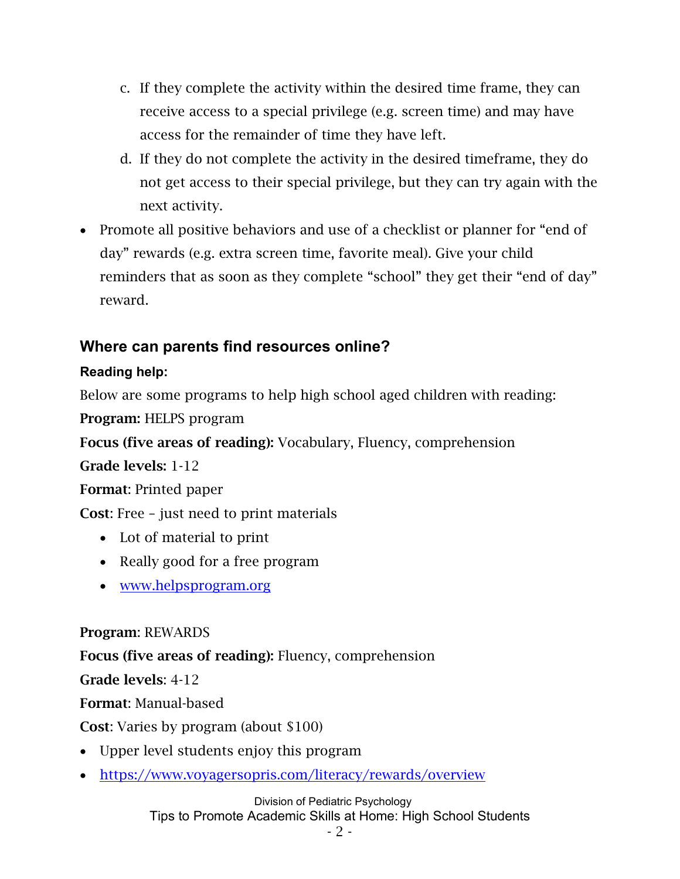c. If they complete the activity within the desired time frame, they can receive access to a special privilege (e.g. screen time) and may have access for the remainder of time they have left.

d. If they do not complete the activity in the desired timeframe, they do not get access to their special privilege, but they can try again with the next activity.

- Promote all positive behaviors and use of a checklist or planner for "end of day" rewards (e.g. extra screen time, favorite meal). Give your child reminders that as soon as they complete "school" they get their "end of day" reward.

## Where can parents find resources online?

#### Reading help:

Below are some programs to help high school aged children with reading:

**Program:** HELPS program

**Focus (five areas of reading):** Vocabulary, Fluency, comprehension

**Grade levels:** 1-12

**Format**: Printed paper

**Cost**: Free – just need to print materials

- Lot of material to print
- Really good for a free program
- www.helpsprogram.org

**Program**: REWARDS

**Focus (five areas of reading):** Fluency, comprehension

**Grade levels**: 4-12

**Format**: Manual-based

**Cost**: Varies by program (about $100)

- Upper level students enjoy this program
- https://www.voyagersopris.com/literacy/rewards/overview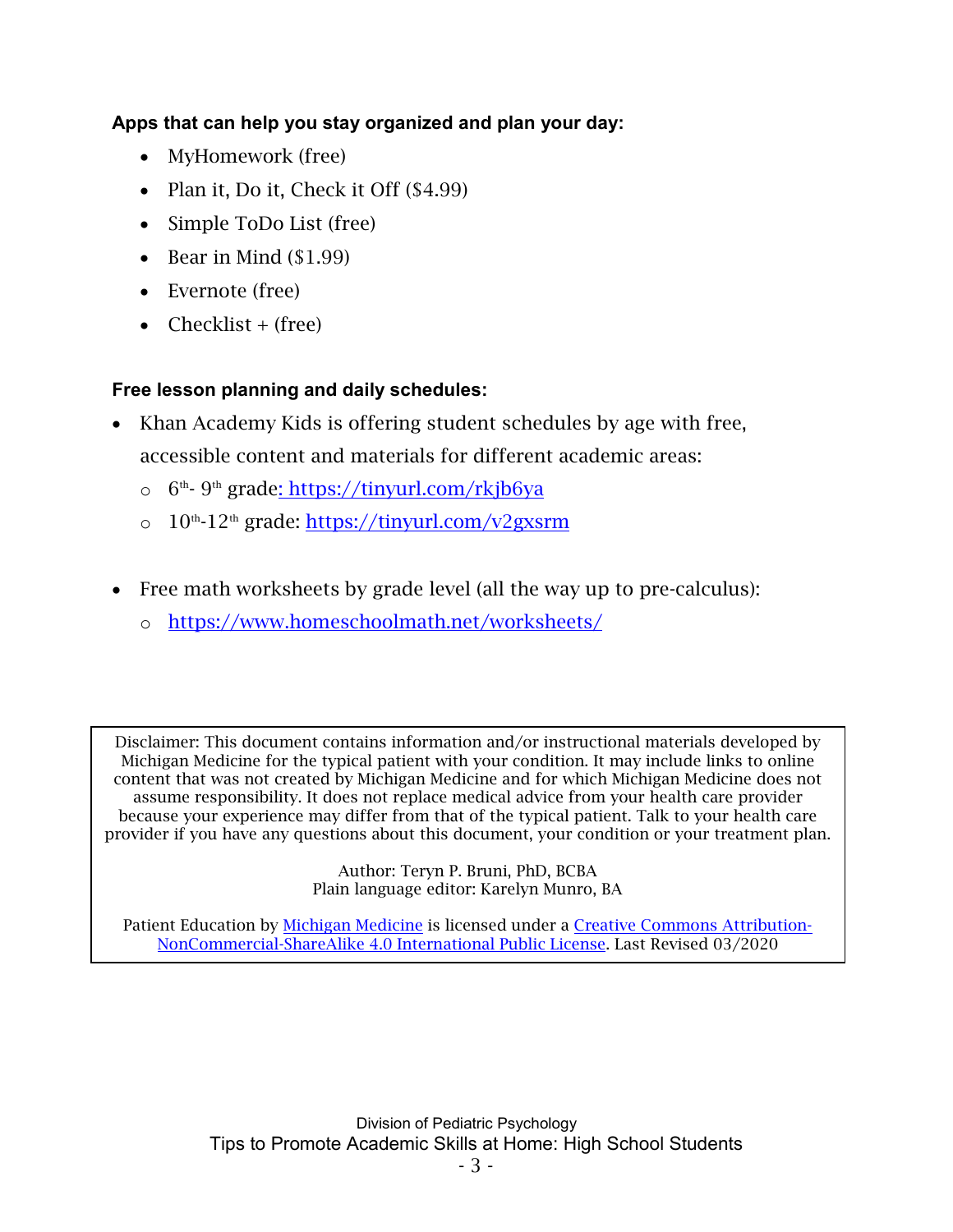**Apps that can help you stay organized and plan your day:**

- MyHomework (free)
- Plan it, Do it, Check it Off ($4.99)
- Simple ToDo List (free)
- Bear in Mind ($1.99)
- Evernote (free)
- Checklist + (free)

**Free lesson planning and daily schedules:**

- Khan Academy Kids is offering student schedules by age with free, accessible content and materials for different academic areas:
  - 6th- 9th grade: https://tinyurl.com/rkjb6ya
  - 10th-12th grade: https://tinyurl.com/v2gxsrm

- Free math worksheets by grade level (all the way up to pre-calculus):
  - https://www.homeschoolmath.net/worksheets/

Disclaimer: This document contains information and/or instructional materials developed by Michigan Medicine for the typical patient with your condition. It may include links to online content that was not created by Michigan Medicine and for which Michigan Medicine does not assume responsibility. It does not replace medical advice from your health care provider because your experience may differ from that of the typical patient. Talk to your health care provider if you have any questions about this document, your condition or your treatment plan.

Author: Teryn P. Bruni, PhD, BCBA
Plain language editor: Karelyn Munro, BA

Patient Education by Michigan Medicine is licensed under a Creative Commons Attribution-NonCommercial-ShareAlike 4.0 International Public License. Last Revised 03/2020